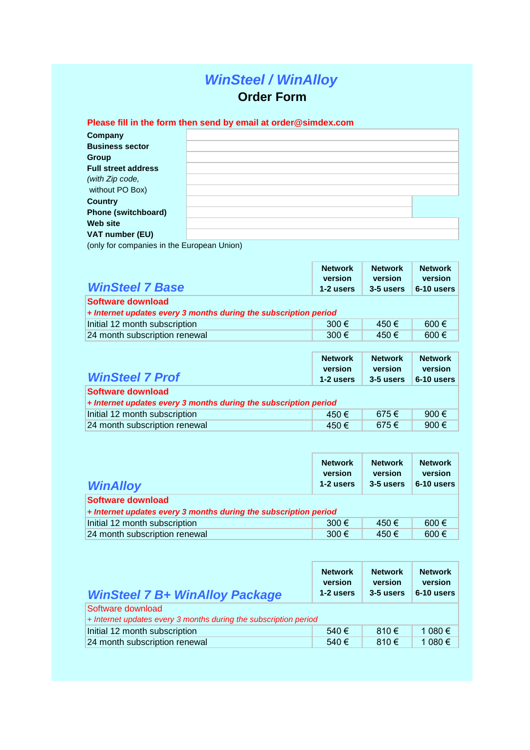# *WinSteel / WinAlloy*

## Order Form

**Please fill in the form then send by email at order@simdex.com**

| | |
|---|---|
| **Company** | |
| **Business sector** | |
| **Group** | |
| **Full street address** | |
| *(with Zip code,* | |
| without PO Box) | |
| **Country** | |
| **Phone (switchboard)** | |
| **Web site** | |
| **VAT number (EU)** | |

(only for companies in the European Union)

| *WinSteel 7 Base* | Network version 1-2 users | Network version 3-5 users | Network version 6-10 users |
|---|---|---|---|
| **Software download** | | | |
| ***+ Internet updates every 3 months during the subscription period*** | | | |
| Initial 12 month subscription | 300 € | 450 € | 600 € |
| 24 month subscription renewal | 300 € | 450 € | 600 € |

| *WinSteel 7 Prof* | Network version 1-2 users | Network version 3-5 users | Network version 6-10 users |
|---|---|---|---|
| **Software download** | | | |
| ***+ Internet updates every 3 months during the subscription period*** | | | |
| Initial 12 month subscription | 450 € | 675 € | 900 € |
| 24 month subscription renewal | 450 € | 675 € | 900 € |

| *WinAlloy* | Network version 1-2 users | Network version 3-5 users | Network version 6-10 users |
|---|---|---|---|
| **Software download** | | | |
| ***+ Internet updates every 3 months during the subscription period*** | | | |
| Initial 12 month subscription | 300 € | 450 € | 600 € |
| 24 month subscription renewal | 300 € | 450 € | 600 € |

| *WinSteel 7 B+ WinAlloy Package* | Network version 1-2 users | Network version 3-5 users | Network version 6-10 users |
|---|---|---|---|
| Software download | | | |
| *+ Internet updates every 3 months during the subscription period* | | | |
| Initial 12 month subscription | 540 € | 810 € | 1 080 € |
| 24 month subscription renewal | 540 € | 810 € | 1 080 € |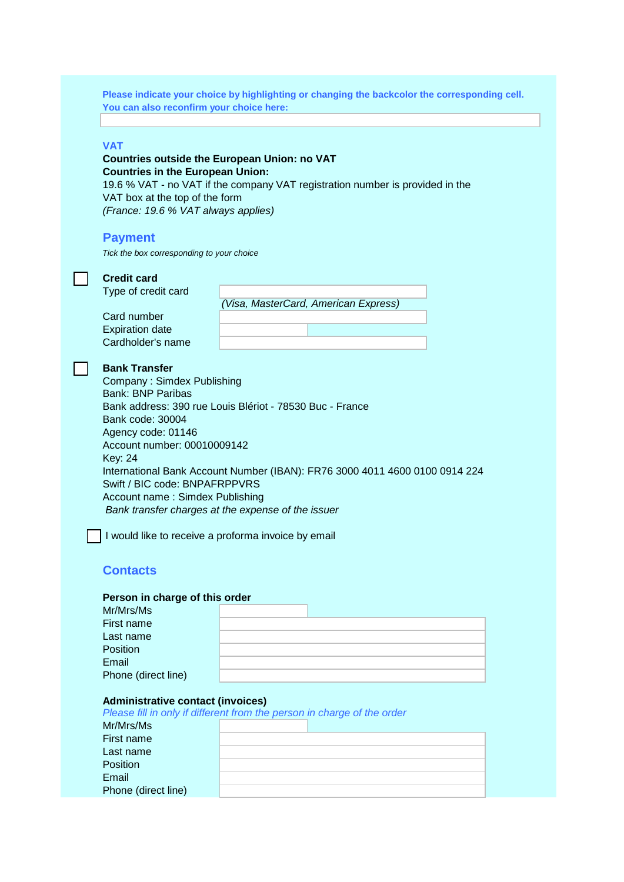**Please indicate your choice by highlighting or changing the backcolor the corresponding cell.**
**You can also reconfirm your choice here:**

## VAT

**Countries outside the European Union: no VAT**
**Countries in the European Union:**
19.6 % VAT - no VAT if the company VAT registration number is provided in the VAT box at the top of the form
*(France: 19.6 % VAT always applies)*

## Payment

*Tick the box corresponding to your choice*

☐ **Credit card**

| | |
|---|---|
| Type of credit card | *(Visa, MasterCard, American Express)* |
| Card number | |
| Expiration date | |
| Cardholder's name | |

☐ **Bank Transfer**

Company : Simdex Publishing
Bank: BNP Paribas
Bank address: 390 rue Louis Blériot - 78530 Buc - France
Bank code: 30004
Agency code: 01146
Account number: 00010009142
Key: 24
International Bank Account Number (IBAN): FR76 3000 4011 4600 0100 0914 224
Swift / BIC code: BNPAFRPPVRS
Account name : Simdex Publishing
*Bank transfer charges at the expense of the issuer*

☐ I would like to receive a proforma invoice by email

## Contacts

**Person in charge of this order**

| | |
|---|---|
| Mr/Mrs/Ms | |
| First name | |
| Last name | |
| Position | |
| Email | |
| Phone (direct line) | |

**Administrative contact (invoices)**
*Please fill in only if different from the person in charge of the order*

| | |
|---|---|
| Mr/Mrs/Ms | |
| First name | |
| Last name | |
| Position | |
| Email | |
| Phone (direct line) | |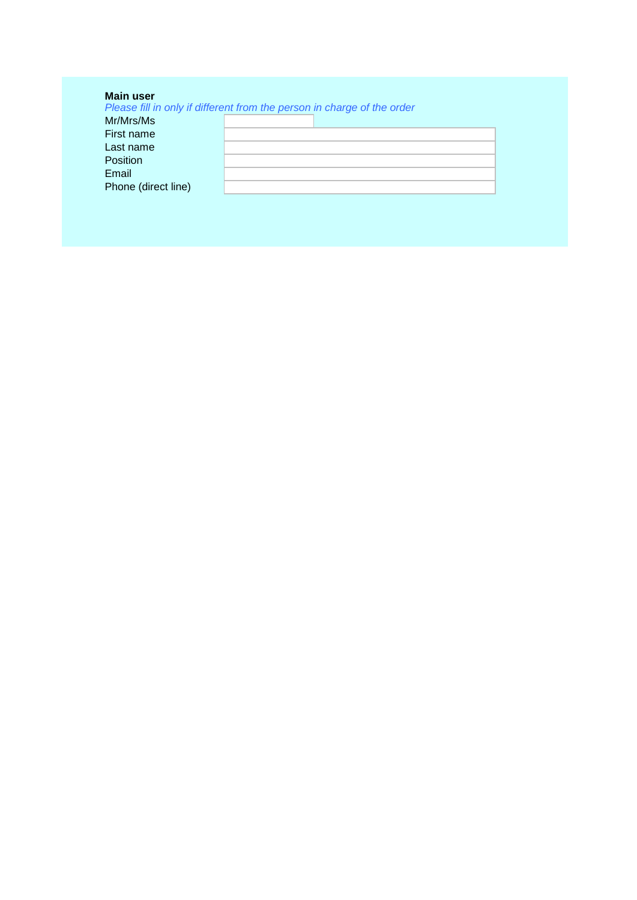**Main user**

*Please fill in only if different from the person in charge of the order*

| | |
|---|---|
| Mr/Mrs/Ms | |
| First name | |
| Last name | |
| Position | |
| Email | |
| Phone (direct line) | |